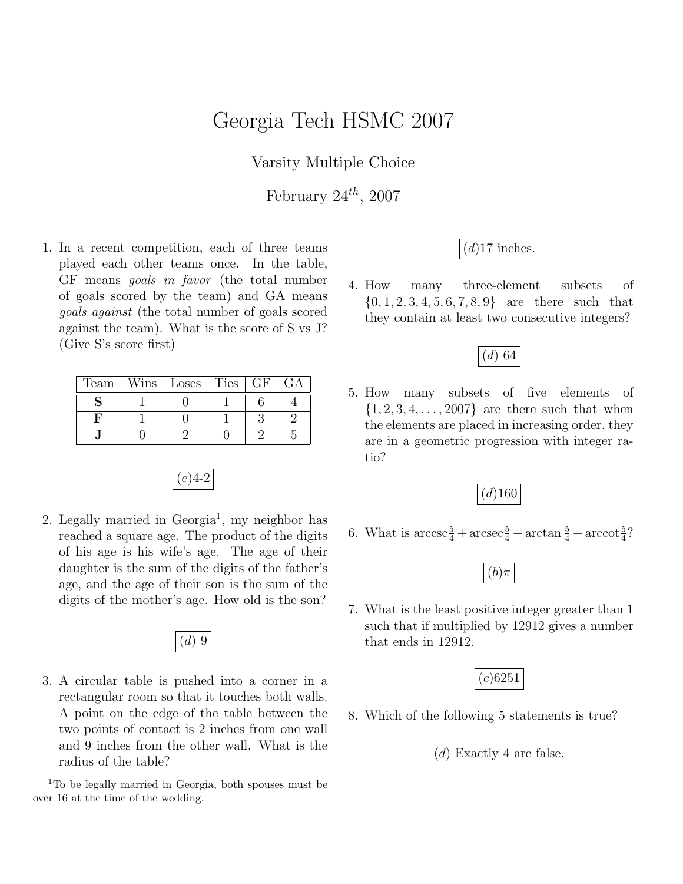# Georgia Tech HSMC 2007

Varsity Multiple Choice

February $24^{th}$, 2007

1. In a recent competition, each of three teams played each other teams once. In the table, GF means *goals in favor* (the total number of goals scored by the team) and GA means *goals against* (the total number of goals scored against the team). What is the score of S vs J? (Give S's score first)

| Team | Wins | Loses | Ties | GF | GA |
|---|---|---|---|---|---|
| **S** | 1 | 0 | 1 | 6 | 4 |
| **F** | 1 | 0 | 1 | 3 | 2 |
| **J** | 0 | 2 | 0 | 2 | 5 |

$(e)$4-2

2. Legally married in Georgia[1], my neighbor has reached a square age. The product of the digits of his age is his wife's age. The age of their daughter is the sum of the digits of the father's age, and the age of their son is the sum of the digits of the mother's age. How old is the son?

$(d)$ 9

3. A circular table is pushed into a corner in a rectangular room so that it touches both walls. A point on the edge of the table between the two points of contact is 2 inches from one wall and 9 inches from the other wall. What is the radius of the table?

$(d)$17 inches.

4. How many three-element subsets of $\{0, 1, 2, 3, 4, 5, 6, 7, 8, 9\}$ are there such that they contain at least two consecutive integers?

$(d)$ 64

5. How many subsets of five elements of $\{1, 2, 3, 4, \ldots, 2007\}$ are there such that when the elements are placed in increasing order, they are in a geometric progression with integer ratio?

$(d)$160

6. What is $\operatorname{arccsc}\frac{5}{4} + \operatorname{arcsec}\frac{5}{4} + \arctan\frac{5}{4} + \operatorname{arccot}\frac{5}{4}$?

$(b)\pi$

7. What is the least positive integer greater than 1 such that if multiplied by 12912 gives a number that ends in 12912.

$(c)$6251

8. Which of the following 5 statements is true?

$(d)$ Exactly 4 are false.

[1] To be legally married in Georgia, both spouses must be over 16 at the time of the wedding.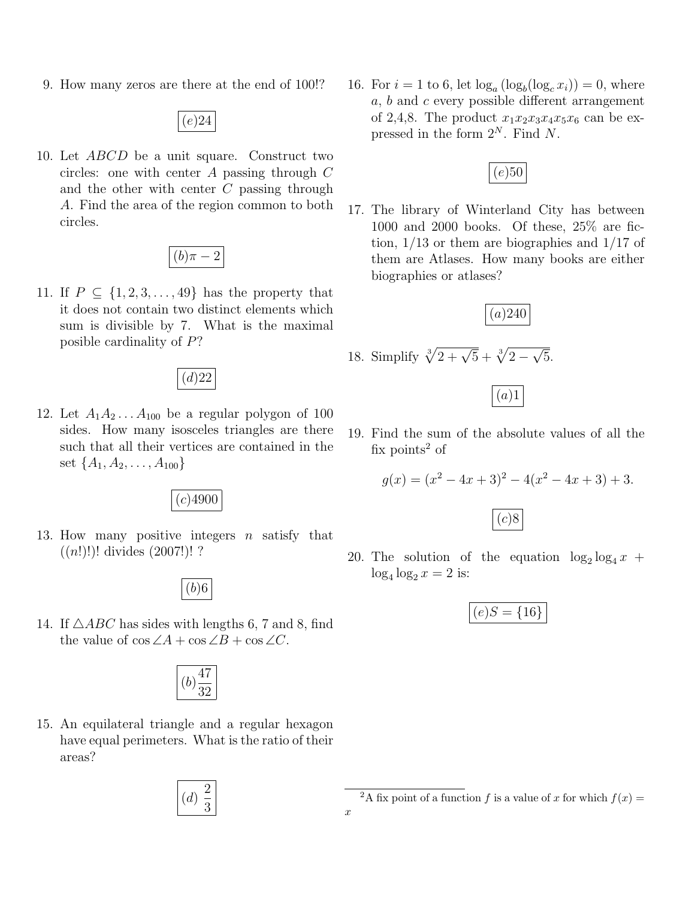9. How many zeros are there at the end of 100!?

$$\boxed{(e)24}$$

10. Let $ABCD$ be a unit square. Construct two circles: one with center $A$ passing through $C$ and the other with center $C$ passing through $A$. Find the area of the region common to both circles.

$$\boxed{(b)\pi - 2}$$

11. If $P \subseteq \{1, 2, 3, \ldots, 49\}$ has the property that it does not contain two distinct elements which sum is divisible by 7. What is the maximal posible cardinality of $P$?

$$\boxed{(d)22}$$

12. Let $A_1A_2 \ldots A_{100}$ be a regular polygon of 100 sides. How many isosceles triangles are there such that all their vertices are contained in the set $\{A_1, A_2, \ldots, A_{100}\}$

$$\boxed{(c)4900}$$

13. How many positive integers $n$ satisfy that $((n!)!)!$ divides $(2007!)!$ ?

$$\boxed{(b)6}$$

14. If $\triangle ABC$ has sides with lengths 6, 7 and 8, find the value of $\cos\angle A + \cos\angle B + \cos\angle C$.

$$\boxed{(b)\frac{47}{32}}$$

15. An equilateral triangle and a regular hexagon have equal perimeters. What is the ratio of their areas?

$$\boxed{(d)\ \frac{2}{3}}$$

16. For $i = 1$ to 6, let $\log_a(\log_b(\log_c x_i)) = 0$, where $a$, $b$ and $c$ every possible different arrangement of 2,4,8. The product $x_1x_2x_3x_4x_5x_6$ can be expressed in the form $2^N$. Find $N$.

$$\boxed{(e)50}$$

17. The library of Winterland City has between 1000 and 2000 books. Of these, 25% are fiction, 1/13 or them are biographies and 1/17 of them are Atlases. How many books are either biographies or atlases?

$$\boxed{(a)240}$$

18. Simplify $\sqrt[3]{2+\sqrt{5}} + \sqrt[3]{2-\sqrt{5}}$.

$$\boxed{(a)1}$$

19. Find the sum of the absolute values of all the fix points[2] of

$$g(x) = (x^2 - 4x + 3)^2 - 4(x^2 - 4x + 3) + 3.$$

$$\boxed{(c)8}$$

20. The solution of the equation $\log_2 \log_4 x + \log_4 \log_2 x = 2$ is:

$$\boxed{(e)S = \{16\}}$$

---

[2] A fix point of a function $f$ is a value of $x$ for which $f(x) = x$